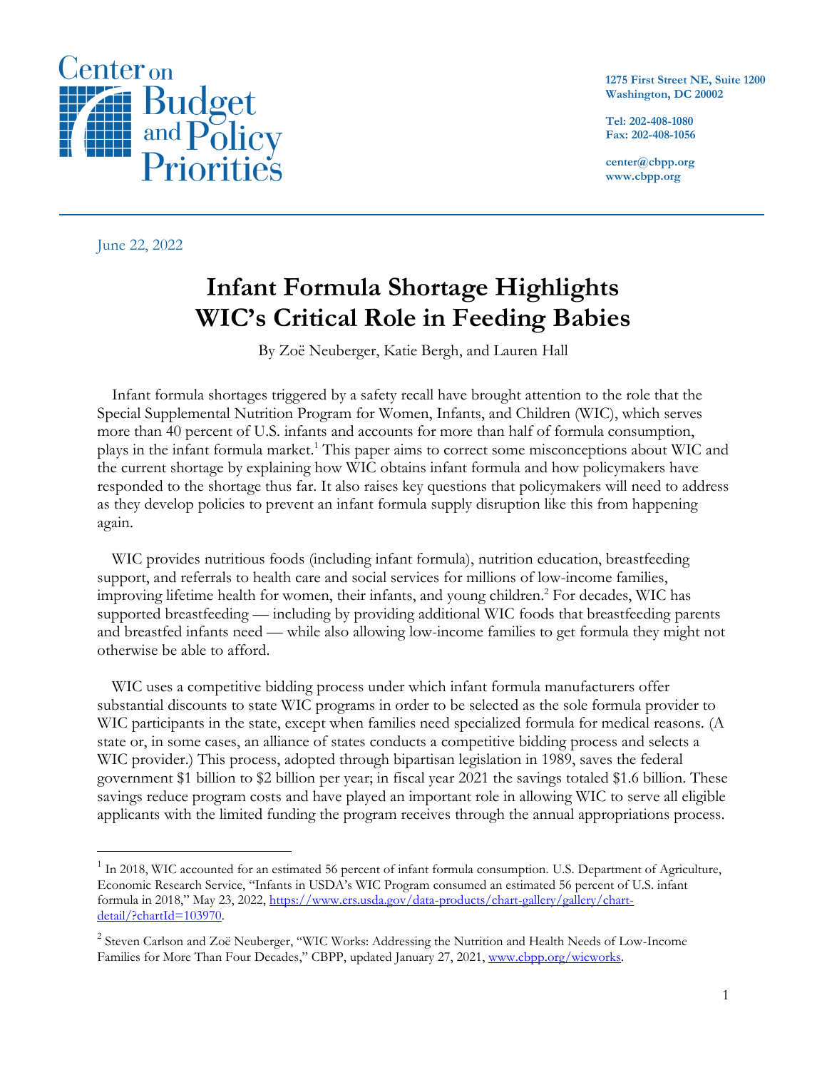Center on Budget and Policy Priorities

1275 First Street NE, Suite 1200
Washington, DC 20002

Tel: 202-408-1080
Fax: 202-408-1056

center@cbpp.org
www.cbpp.org

June 22, 2022

# Infant Formula Shortage Highlights WIC's Critical Role in Feeding Babies

By Zoë Neuberger, Katie Bergh, and Lauren Hall

Infant formula shortages triggered by a safety recall have brought attention to the role that the Special Supplemental Nutrition Program for Women, Infants, and Children (WIC), which serves more than 40 percent of U.S. infants and accounts for more than half of formula consumption, plays in the infant formula market.[1] This paper aims to correct some misconceptions about WIC and the current shortage by explaining how WIC obtains infant formula and how policymakers have responded to the shortage thus far. It also raises key questions that policymakers will need to address as they develop policies to prevent an infant formula supply disruption like this from happening again.

WIC provides nutritious foods (including infant formula), nutrition education, breastfeeding support, and referrals to health care and social services for millions of low-income families, improving lifetime health for women, their infants, and young children.[2] For decades, WIC has supported breastfeeding — including by providing additional WIC foods that breastfeeding parents and breastfed infants need — while also allowing low-income families to get formula they might not otherwise be able to afford.

WIC uses a competitive bidding process under which infant formula manufacturers offer substantial discounts to state WIC programs in order to be selected as the sole formula provider to WIC participants in the state, except when families need specialized formula for medical reasons. (A state or, in some cases, an alliance of states conducts a competitive bidding process and selects a WIC provider.) This process, adopted through bipartisan legislation in 1989, saves the federal government \$1 billion to \$2 billion per year; in fiscal year 2021 the savings totaled \$1.6 billion. These savings reduce program costs and have played an important role in allowing WIC to serve all eligible applicants with the limited funding the program receives through the annual appropriations process.

---

[1] In 2018, WIC accounted for an estimated 56 percent of infant formula consumption. U.S. Department of Agriculture, Economic Research Service, "Infants in USDA's WIC Program consumed an estimated 56 percent of U.S. infant formula in 2018," May 23, 2022, https://www.ers.usda.gov/data-products/chart-gallery/gallery/chart-detail/?chartId=103970.

[2] Steven Carlson and Zoë Neuberger, "WIC Works: Addressing the Nutrition and Health Needs of Low-Income Families for More Than Four Decades," CBPP, updated January 27, 2021, www.cbpp.org/wicworks.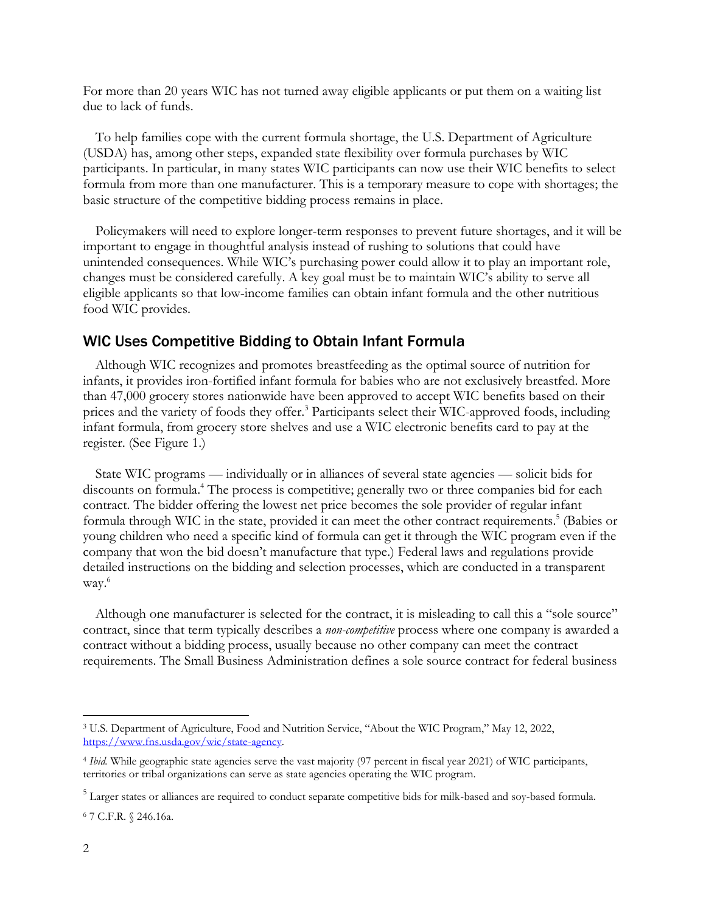For more than 20 years WIC has not turned away eligible applicants or put them on a waiting list due to lack of funds.

To help families cope with the current formula shortage, the U.S. Department of Agriculture (USDA) has, among other steps, expanded state flexibility over formula purchases by WIC participants. In particular, in many states WIC participants can now use their WIC benefits to select formula from more than one manufacturer. This is a temporary measure to cope with shortages; the basic structure of the competitive bidding process remains in place.

Policymakers will need to explore longer-term responses to prevent future shortages, and it will be important to engage in thoughtful analysis instead of rushing to solutions that could have unintended consequences. While WIC's purchasing power could allow it to play an important role, changes must be considered carefully. A key goal must be to maintain WIC's ability to serve all eligible applicants so that low-income families can obtain infant formula and the other nutritious food WIC provides.

## WIC Uses Competitive Bidding to Obtain Infant Formula

Although WIC recognizes and promotes breastfeeding as the optimal source of nutrition for infants, it provides iron-fortified infant formula for babies who are not exclusively breastfed. More than 47,000 grocery stores nationwide have been approved to accept WIC benefits based on their prices and the variety of foods they offer.[3] Participants select their WIC-approved foods, including infant formula, from grocery store shelves and use a WIC electronic benefits card to pay at the register. (See Figure 1.)

State WIC programs — individually or in alliances of several state agencies — solicit bids for discounts on formula.[4] The process is competitive; generally two or three companies bid for each contract. The bidder offering the lowest net price becomes the sole provider of regular infant formula through WIC in the state, provided it can meet the other contract requirements.[5] (Babies or young children who need a specific kind of formula can get it through the WIC program even if the company that won the bid doesn't manufacture that type.) Federal laws and regulations provide detailed instructions on the bidding and selection processes, which are conducted in a transparent way.[6]

Although one manufacturer is selected for the contract, it is misleading to call this a "sole source" contract, since that term typically describes a *non-competitive* process where one company is awarded a contract without a bidding process, usually because no other company can meet the contract requirements. The Small Business Administration defines a sole source contract for federal business

---

[3] U.S. Department of Agriculture, Food and Nutrition Service, "About the WIC Program," May 12, 2022, https://www.fns.usda.gov/wic/state-agency.

[4] *Ibid.* While geographic state agencies serve the vast majority (97 percent in fiscal year 2021) of WIC participants, territories or tribal organizations can serve as state agencies operating the WIC program.

[5] Larger states or alliances are required to conduct separate competitive bids for milk-based and soy-based formula.

[6] 7 C.F.R. § 246.16a.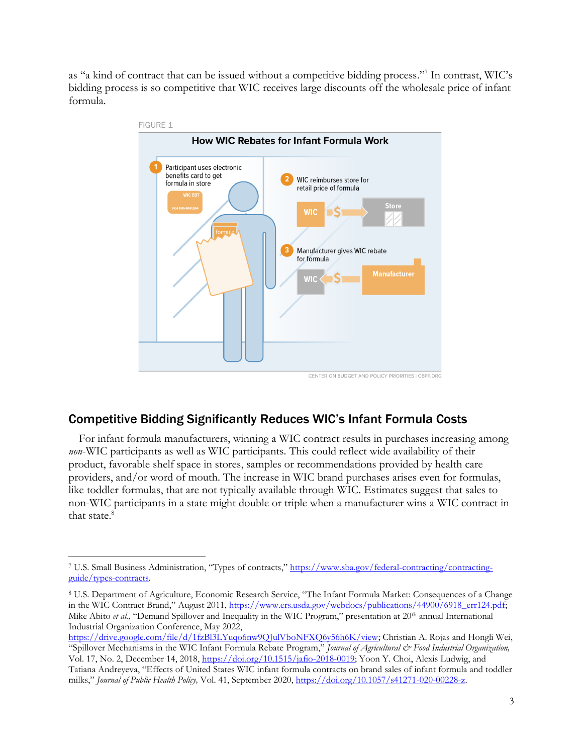as "a kind of contract that can be issued without a competitive bidding process."[7] In contrast, WIC's bidding process is so competitive that WIC receives large discounts off the wholesale price of infant formula.

FIGURE 1

**How WIC Rebates for Infant Formula Work**

1 Participant uses electronic benefits card to get formula in store

WIC EBT

6004 5285 4958 2254

formula

2 WIC reimburses store for retail price of formula

WIC

$

Store

3 Manufacturer gives WIC rebate for formula

WIC

$

Manufacturer

CENTER ON BUDGET AND POLICY PRIORITIES | CBPP.ORG

## Competitive Bidding Significantly Reduces WIC's Infant Formula Costs

For infant formula manufacturers, winning a WIC contract results in purchases increasing among *non*-WIC participants as well as WIC participants. This could reflect wide availability of their product, favorable shelf space in stores, samples or recommendations provided by health care providers, and/or word of mouth. The increase in WIC brand purchases arises even for formulas, like toddler formulas, that are not typically available through WIC. Estimates suggest that sales to non-WIC participants in a state might double or triple when a manufacturer wins a WIC contract in that state.[8]

---

[7] U.S. Small Business Administration, "Types of contracts," https://www.sba.gov/federal-contracting/contracting-guide/types-contracts.

[8] U.S. Department of Agriculture, Economic Research Service, "The Infant Formula Market: Consequences of a Change in the WIC Contract Brand," August 2011, https://www.ers.usda.gov/webdocs/publications/44900/6918_err124.pdf; Mike Abito *et al.,* "Demand Spillover and Inequality in the WIC Program," presentation at 20th annual International Industrial Organization Conference, May 2022, https://drive.google.com/file/d/1fzBl3LYuqo6nw9QJulVboNFXQ6y56h6K/view; Christian A. Rojas and Hongli Wei, "Spillover Mechanisms in the WIC Infant Formula Rebate Program," *Journal of Agricultural & Food Industrial Organization,* Vol. 17, No. 2, December 14, 2018, https://doi.org/10.1515/jafio-2018-0019; Yoon Y. Choi, Alexis Ludwig, and Tatiana Andreyeva, "Effects of United States WIC infant formula contracts on brand sales of infant formula and toddler milks," *Journal of Public Health Policy,* Vol. 41, September 2020, https://doi.org/10.1057/s41271-020-00228-z.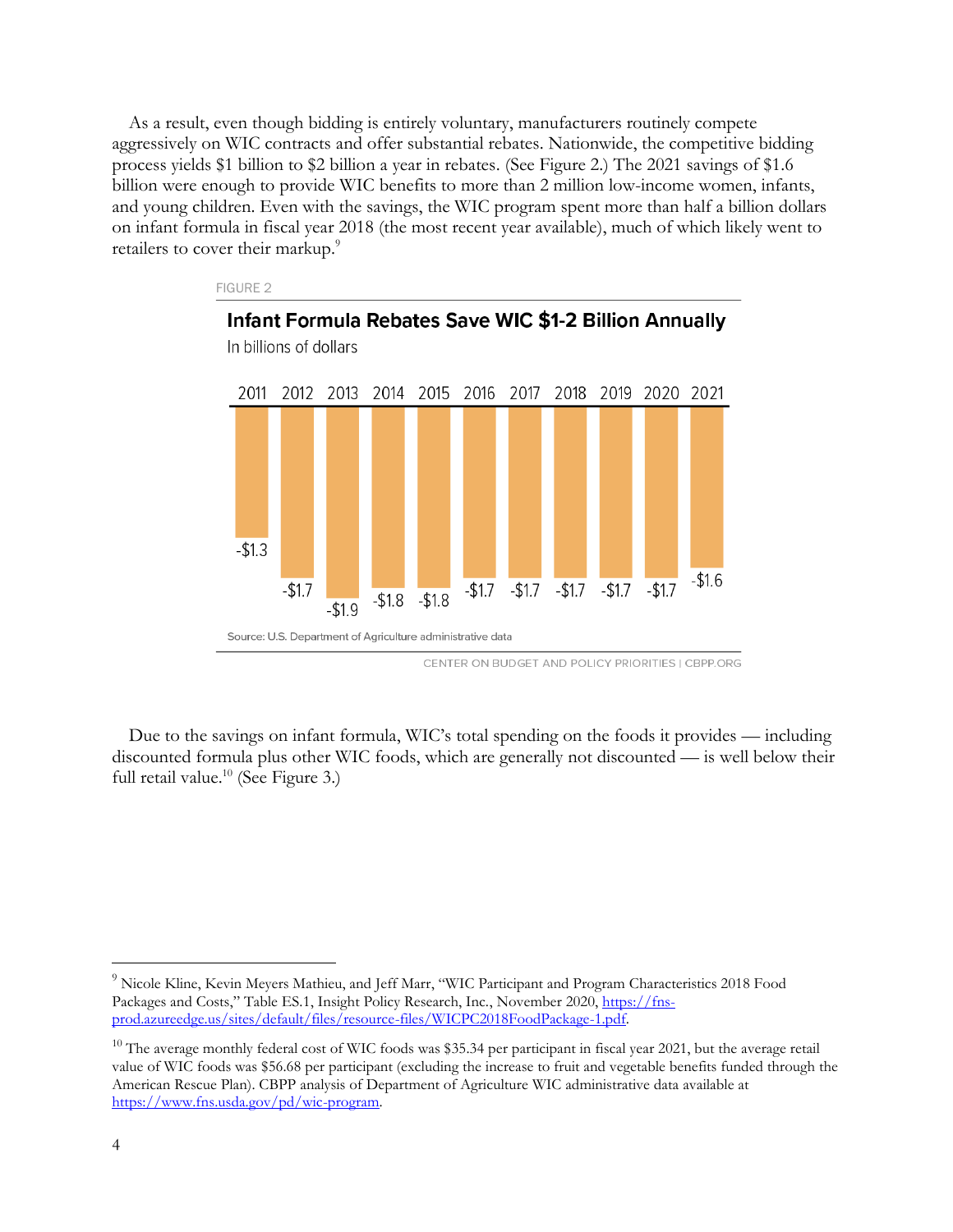As a result, even though bidding is entirely voluntary, manufacturers routinely compete aggressively on WIC contracts and offer substantial rebates. Nationwide, the competitive bidding process yields $1 billion to $2 billion a year in rebates. (See Figure 2.) The 2021 savings of $1.6 billion were enough to provide WIC benefits to more than 2 million low-income women, infants, and young children. Even with the savings, the WIC program spent more than half a billion dollars on infant formula in fiscal year 2018 (the most recent year available), much of which likely went to retailers to cover their markup.[9]

FIGURE 2

**Infant Formula Rebates Save WIC $1-2 Billion Annually**

In billions of dollars

2011 2012 2013 2014 2015 2016 2017 2018 2019 2020 2021

-$1.3 -$1.7 -$1.9 -$1.8 -$1.8 -$1.7 -$1.7 -$1.7 -$1.7 -$1.7 -$1.6

Source: U.S. Department of Agriculture administrative data

CENTER ON BUDGET AND POLICY PRIORITIES | CBPP.ORG

Due to the savings on infant formula, WIC's total spending on the foods it provides — including discounted formula plus other WIC foods, which are generally not discounted — is well below their full retail value.[10] (See Figure 3.)

---

[9] Nicole Kline, Kevin Meyers Mathieu, and Jeff Marr, "WIC Participant and Program Characteristics 2018 Food Packages and Costs," Table ES.1, Insight Policy Research, Inc., November 2020, https://fns-prod.azureedge.us/sites/default/files/resource-files/WICPC2018FoodPackage-1.pdf.

[10] The average monthly federal cost of WIC foods was $35.34 per participant in fiscal year 2021, but the average retail value of WIC foods was $56.68 per participant (excluding the increase to fruit and vegetable benefits funded through the American Rescue Plan). CBPP analysis of Department of Agriculture WIC administrative data available at https://www.fns.usda.gov/pd/wic-program.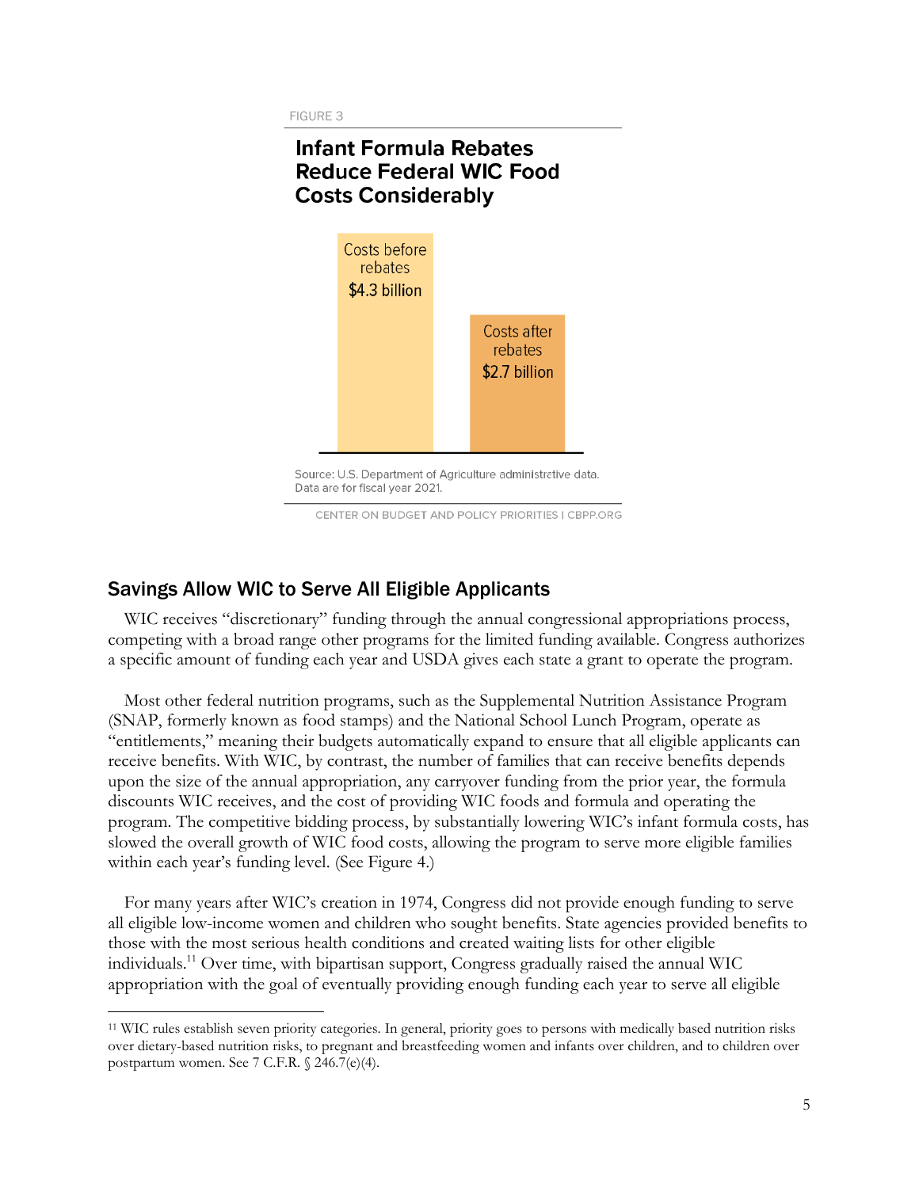FIGURE 3

**Infant Formula Rebates Reduce Federal WIC Food Costs Considerably**

Costs before rebates
$4.3 billion

Costs after rebates
$2.7 billion

Source: U.S. Department of Agriculture administrative data. Data are for fiscal year 2021.

CENTER ON BUDGET AND POLICY PRIORITIES | CBPP.ORG

## Savings Allow WIC to Serve All Eligible Applicants

WIC receives "discretionary" funding through the annual congressional appropriations process, competing with a broad range other programs for the limited funding available. Congress authorizes a specific amount of funding each year and USDA gives each state a grant to operate the program.

Most other federal nutrition programs, such as the Supplemental Nutrition Assistance Program (SNAP, formerly known as food stamps) and the National School Lunch Program, operate as "entitlements," meaning their budgets automatically expand to ensure that all eligible applicants can receive benefits. With WIC, by contrast, the number of families that can receive benefits depends upon the size of the annual appropriation, any carryover funding from the prior year, the formula discounts WIC receives, and the cost of providing WIC foods and formula and operating the program. The competitive bidding process, by substantially lowering WIC's infant formula costs, has slowed the overall growth of WIC food costs, allowing the program to serve more eligible families within each year's funding level. (See Figure 4.)

For many years after WIC's creation in 1974, Congress did not provide enough funding to serve all eligible low-income women and children who sought benefits. State agencies provided benefits to those with the most serious health conditions and created waiting lists for other eligible individuals.[11] Over time, with bipartisan support, Congress gradually raised the annual WIC appropriation with the goal of eventually providing enough funding each year to serve all eligible

[11] WIC rules establish seven priority categories. In general, priority goes to persons with medically based nutrition risks over dietary-based nutrition risks, to pregnant and breastfeeding women and infants over children, and to children over postpartum women. See 7 C.F.R. § 246.7(e)(4).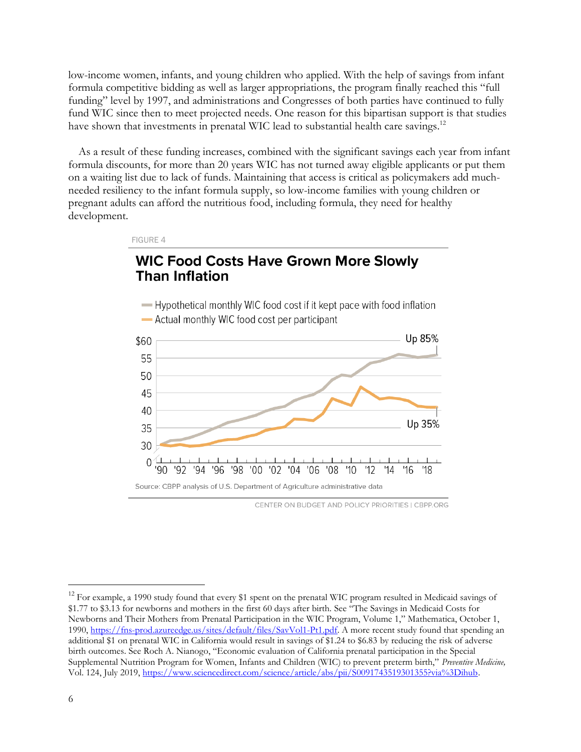low-income women, infants, and young children who applied. With the help of savings from infant formula competitive bidding as well as larger appropriations, the program finally reached this "full funding" level by 1997, and administrations and Congresses of both parties have continued to fully fund WIC since then to meet projected needs. One reason for this bipartisan support is that studies have shown that investments in prenatal WIC lead to substantial health care savings.[12]

As a result of these funding increases, combined with the significant savings each year from infant formula discounts, for more than 20 years WIC has not turned away eligible applicants or put them on a waiting list due to lack of funds. Maintaining that access is critical as policymakers add much-needed resiliency to the infant formula supply, so low-income families with young children or pregnant adults can afford the nutritious food, including formula, they need for healthy development.

FIGURE 4

**WIC Food Costs Have Grown More Slowly Than Inflation**

Hypothetical monthly WIC food cost if it kept pace with food inflation
Actual monthly WIC food cost per participant

Up 85%
Up 35%

$60
55
50
45
40
35
30
0

'90 '92 '94 '96 '98 '00 '02 '04 '06 '08 '10 '12 '14 '16 '18

Source: CBPP analysis of U.S. Department of Agriculture administrative data

CENTER ON BUDGET AND POLICY PRIORITIES | CBPP.ORG

---

[12] For example, a 1990 study found that every $1 spent on the prenatal WIC program resulted in Medicaid savings of $1.77 to $3.13 for newborns and mothers in the first 60 days after birth. See "The Savings in Medicaid Costs for Newborns and Their Mothers from Prenatal Participation in the WIC Program, Volume 1," Mathematica, October 1, 1990, https://fns-prod.azureedge.us/sites/default/files/SavVol1-Pt1.pdf. A more recent study found that spending an additional $1 on prenatal WIC in California would result in savings of $1.24 to $6.83 by reducing the risk of adverse birth outcomes. See Roch A. Nianogo, "Economic evaluation of California prenatal participation in the Special Supplemental Nutrition Program for Women, Infants and Children (WIC) to prevent preterm birth," *Preventive Medicine,* Vol. 124, July 2019, https://www.sciencedirect.com/science/article/abs/pii/S0091743519301355?via%3Dihub.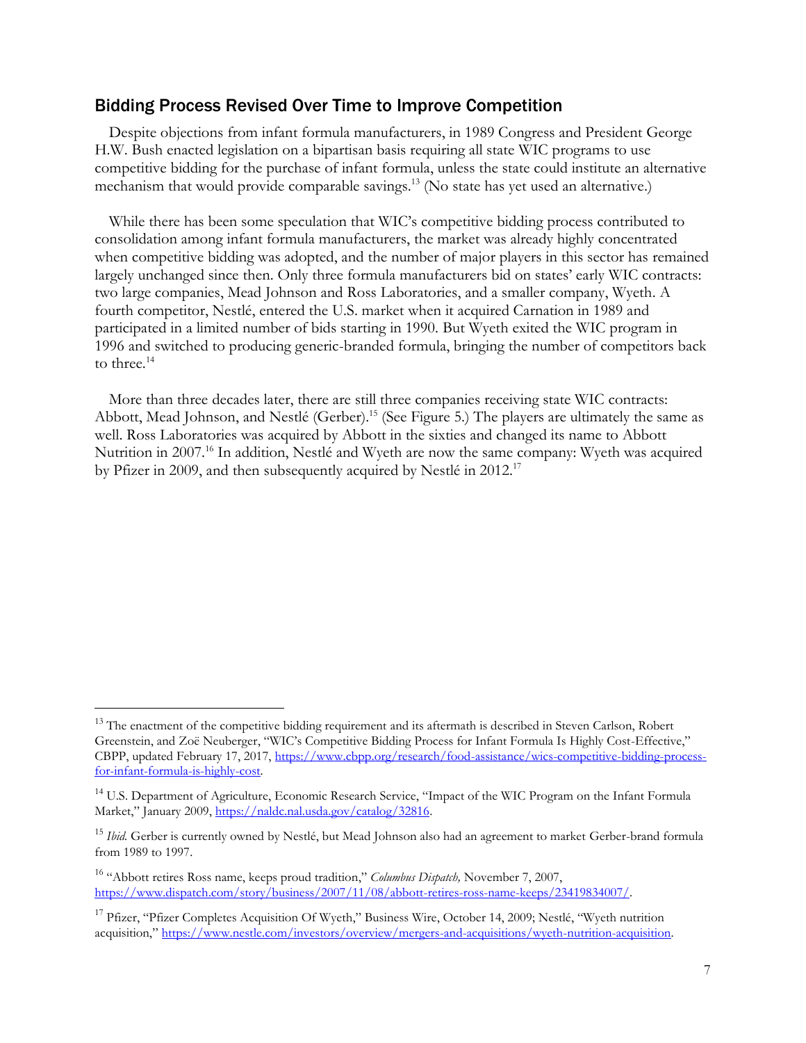## Bidding Process Revised Over Time to Improve Competition

Despite objections from infant formula manufacturers, in 1989 Congress and President George H.W. Bush enacted legislation on a bipartisan basis requiring all state WIC programs to use competitive bidding for the purchase of infant formula, unless the state could institute an alternative mechanism that would provide comparable savings.[13] (No state has yet used an alternative.)

While there has been some speculation that WIC's competitive bidding process contributed to consolidation among infant formula manufacturers, the market was already highly concentrated when competitive bidding was adopted, and the number of major players in this sector has remained largely unchanged since then. Only three formula manufacturers bid on states' early WIC contracts: two large companies, Mead Johnson and Ross Laboratories, and a smaller company, Wyeth. A fourth competitor, Nestlé, entered the U.S. market when it acquired Carnation in 1989 and participated in a limited number of bids starting in 1990. But Wyeth exited the WIC program in 1996 and switched to producing generic-branded formula, bringing the number of competitors back to three.[14]

More than three decades later, there are still three companies receiving state WIC contracts: Abbott, Mead Johnson, and Nestlé (Gerber).[15] (See Figure 5.) The players are ultimately the same as well. Ross Laboratories was acquired by Abbott in the sixties and changed its name to Abbott Nutrition in 2007.[16] In addition, Nestlé and Wyeth are now the same company: Wyeth was acquired by Pfizer in 2009, and then subsequently acquired by Nestlé in 2012.[17]

---

[13] The enactment of the competitive bidding requirement and its aftermath is described in Steven Carlson, Robert Greenstein, and Zoë Neuberger, "WIC's Competitive Bidding Process for Infant Formula Is Highly Cost-Effective," CBPP, updated February 17, 2017, https://www.cbpp.org/research/food-assistance/wics-competitive-bidding-process-for-infant-formula-is-highly-cost.

[14] U.S. Department of Agriculture, Economic Research Service, "Impact of the WIC Program on the Infant Formula Market," January 2009, https://naldc.nal.usda.gov/catalog/32816.

[15] *Ibid.* Gerber is currently owned by Nestlé, but Mead Johnson also had an agreement to market Gerber-brand formula from 1989 to 1997.

[16] "Abbott retires Ross name, keeps proud tradition," *Columbus Dispatch,* November 7, 2007, https://www.dispatch.com/story/business/2007/11/08/abbott-retires-ross-name-keeps/23419834007/.

[17] Pfizer, "Pfizer Completes Acquisition Of Wyeth," Business Wire, October 14, 2009; Nestlé, "Wyeth nutrition acquisition," https://www.nestle.com/investors/overview/mergers-and-acquisitions/wyeth-nutrition-acquisition.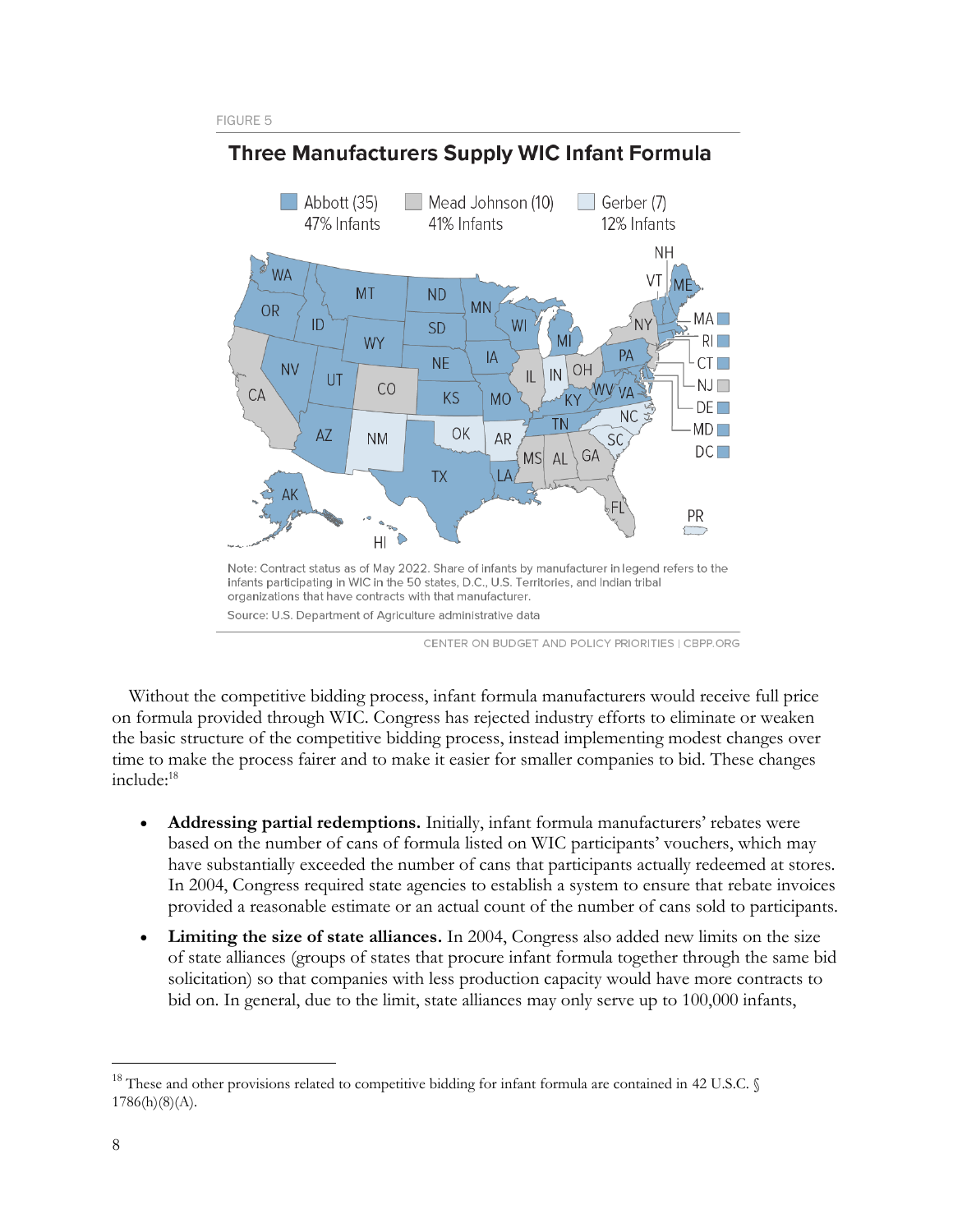FIGURE 5

**Three Manufacturers Supply WIC Infant Formula**

Abbott (35)
47% Infants

Mead Johnson (10)
41% Infants

Gerber (7)
12% Infants

WA, OR, CA, NV, ID, MT, WY, UT, CO, AZ, NM, ND, SD, NE, KS, OK, TX, MN, IA, MO, AR, LA, WI, IL, MI, IN, OH, KY, TN, MS, AL, GA, FL, SC, NC, VA, WV, PA, NY, VT, NH, ME, MA, RI, CT, NJ, DE, MD, DC, AK, HI, PR

Note: Contract status as of May 2022. Share of infants by manufacturer in legend refers to the infants participating in WIC in the 50 states, D.C., U.S. Territories, and Indian tribal organizations that have contracts with that manufacturer.

Source: U.S. Department of Agriculture administrative data

CENTER ON BUDGET AND POLICY PRIORITIES | CBPP.ORG

Without the competitive bidding process, infant formula manufacturers would receive full price on formula provided through WIC. Congress has rejected industry efforts to eliminate or weaken the basic structure of the competitive bidding process, instead implementing modest changes over time to make the process fairer and to make it easier for smaller companies to bid. These changes include:[18]

- **Addressing partial redemptions.** Initially, infant formula manufacturers' rebates were based on the number of cans of formula listed on WIC participants' vouchers, which may have substantially exceeded the number of cans that participants actually redeemed at stores. In 2004, Congress required state agencies to establish a system to ensure that rebate invoices provided a reasonable estimate or an actual count of the number of cans sold to participants.
- **Limiting the size of state alliances.** In 2004, Congress also added new limits on the size of state alliances (groups of states that procure infant formula together through the same bid solicitation) so that companies with less production capacity would have more contracts to bid on. In general, due to the limit, state alliances may only serve up to 100,000 infants,

[18] These and other provisions related to competitive bidding for infant formula are contained in 42 U.S.C. § 1786(h)(8)(A).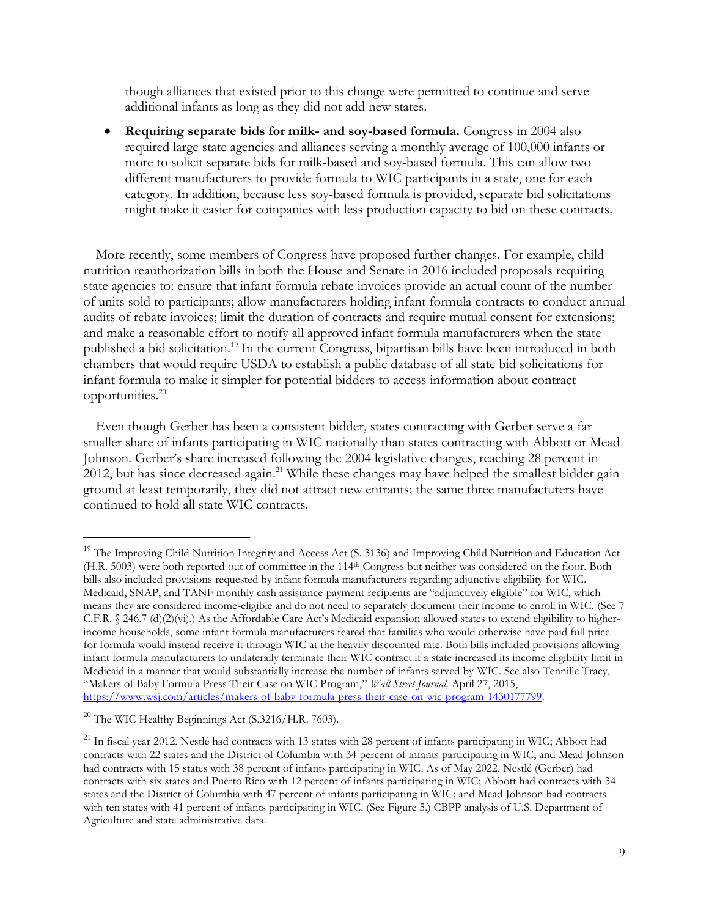though alliances that existed prior to this change were permitted to continue and serve additional infants as long as they did not add new states.

- **Requiring separate bids for milk- and soy-based formula.** Congress in 2004 also required large state agencies and alliances serving a monthly average of 100,000 infants or more to solicit separate bids for milk-based and soy-based formula. This can allow two different manufacturers to provide formula to WIC participants in a state, one for each category. In addition, because less soy-based formula is provided, separate bid solicitations might make it easier for companies with less production capacity to bid on these contracts.

More recently, some members of Congress have proposed further changes. For example, child nutrition reauthorization bills in both the House and Senate in 2016 included proposals requiring state agencies to: ensure that infant formula rebate invoices provide an actual count of the number of units sold to participants; allow manufacturers holding infant formula contracts to conduct annual audits of rebate invoices; limit the duration of contracts and require mutual consent for extensions; and make a reasonable effort to notify all approved infant formula manufacturers when the state published a bid solicitation.[19] In the current Congress, bipartisan bills have been introduced in both chambers that would require USDA to establish a public database of all state bid solicitations for infant formula to make it simpler for potential bidders to access information about contract opportunities.[20]

Even though Gerber has been a consistent bidder, states contracting with Gerber serve a far smaller share of infants participating in WIC nationally than states contracting with Abbott or Mead Johnson. Gerber's share increased following the 2004 legislative changes, reaching 28 percent in 2012, but has since decreased again.[21] While these changes may have helped the smallest bidder gain ground at least temporarily, they did not attract new entrants; the same three manufacturers have continued to hold all state WIC contracts.

---

[19] The Improving Child Nutrition Integrity and Access Act (S. 3136) and Improving Child Nutrition and Education Act (H.R. 5003) were both reported out of committee in the 114th Congress but neither was considered on the floor. Both bills also included provisions requested by infant formula manufacturers regarding adjunctive eligibility for WIC. Medicaid, SNAP, and TANF monthly cash assistance payment recipients are "adjunctively eligible" for WIC, which means they are considered income-eligible and do not need to separately document their income to enroll in WIC. (See 7 C.F.R. § 246.7 (d)(2)(vi).) As the Affordable Care Act's Medicaid expansion allowed states to extend eligibility to higher-income households, some infant formula manufacturers feared that families who would otherwise have paid full price for formula would instead receive it through WIC at the heavily discounted rate. Both bills included provisions allowing infant formula manufacturers to unilaterally terminate their WIC contract if a state increased its income eligibility limit in Medicaid in a manner that would substantially increase the number of infants served by WIC. See also Tennille Tracy, "Makers of Baby Formula Press Their Case on WIC Program," *Wall Street Journal,* April 27, 2015, https://www.wsj.com/articles/makers-of-baby-formula-press-their-case-on-wic-program-1430177799.

[20] The WIC Healthy Beginnings Act (S.3216/H.R. 7603).

[21] In fiscal year 2012, Nestlé had contracts with 13 states with 28 percent of infants participating in WIC; Abbott had contracts with 22 states and the District of Columbia with 34 percent of infants participating in WIC; and Mead Johnson had contracts with 15 states with 38 percent of infants participating in WIC. As of May 2022, Nestlé (Gerber) had contracts with six states and Puerto Rico with 12 percent of infants participating in WIC; Abbott had contracts with 34 states and the District of Columbia with 47 percent of infants participating in WIC; and Mead Johnson had contracts with ten states with 41 percent of infants participating in WIC. (See Figure 5.) CBPP analysis of U.S. Department of Agriculture and state administrative data.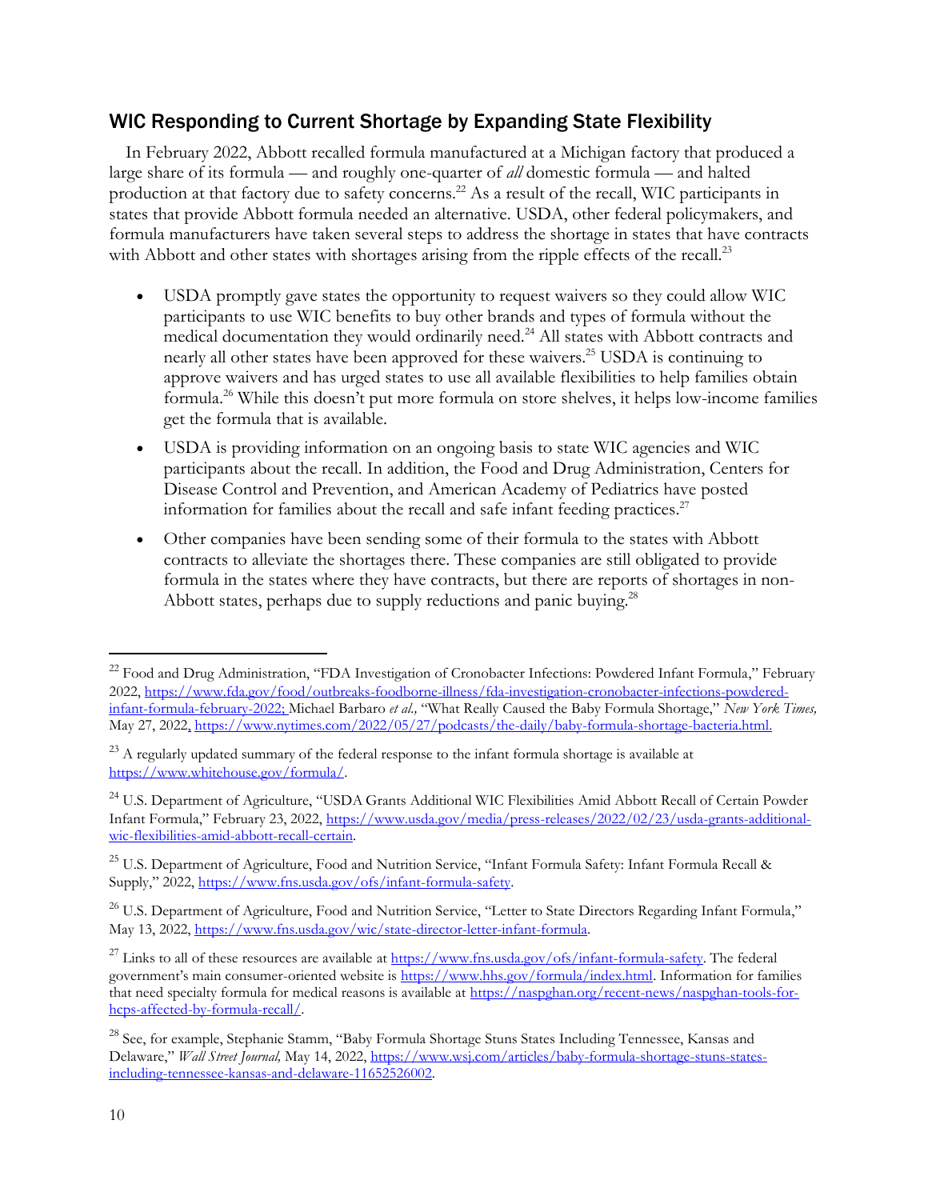## WIC Responding to Current Shortage by Expanding State Flexibility

In February 2022, Abbott recalled formula manufactured at a Michigan factory that produced a large share of its formula — and roughly one-quarter of *all* domestic formula — and halted production at that factory due to safety concerns.[22] As a result of the recall, WIC participants in states that provide Abbott formula needed an alternative. USDA, other federal policymakers, and formula manufacturers have taken several steps to address the shortage in states that have contracts with Abbott and other states with shortages arising from the ripple effects of the recall.[23]

- USDA promptly gave states the opportunity to request waivers so they could allow WIC participants to use WIC benefits to buy other brands and types of formula without the medical documentation they would ordinarily need.[24] All states with Abbott contracts and nearly all other states have been approved for these waivers.[25] USDA is continuing to approve waivers and has urged states to use all available flexibilities to help families obtain formula.[26] While this doesn't put more formula on store shelves, it helps low-income families get the formula that is available.
- USDA is providing information on an ongoing basis to state WIC agencies and WIC participants about the recall. In addition, the Food and Drug Administration, Centers for Disease Control and Prevention, and American Academy of Pediatrics have posted information for families about the recall and safe infant feeding practices.[27]
- Other companies have been sending some of their formula to the states with Abbott contracts to alleviate the shortages there. These companies are still obligated to provide formula in the states where they have contracts, but there are reports of shortages in non-Abbott states, perhaps due to supply reductions and panic buying.[28]

---

[22] Food and Drug Administration, "FDA Investigation of Cronobacter Infections: Powdered Infant Formula," February 2022, https://www.fda.gov/food/outbreaks-foodborne-illness/fda-investigation-cronobacter-infections-powdered-infant-formula-february-2022; Michael Barbaro *et al.,* "What Really Caused the Baby Formula Shortage," *New York Times,* May 27, 2022, https://www.nytimes.com/2022/05/27/podcasts/the-daily/baby-formula-shortage-bacteria.html.

[23] A regularly updated summary of the federal response to the infant formula shortage is available at https://www.whitehouse.gov/formula/.

[24] U.S. Department of Agriculture, "USDA Grants Additional WIC Flexibilities Amid Abbott Recall of Certain Powder Infant Formula," February 23, 2022, https://www.usda.gov/media/press-releases/2022/02/23/usda-grants-additional-wic-flexibilities-amid-abbott-recall-certain.

[25] U.S. Department of Agriculture, Food and Nutrition Service, "Infant Formula Safety: Infant Formula Recall & Supply," 2022, https://www.fns.usda.gov/ofs/infant-formula-safety.

[26] U.S. Department of Agriculture, Food and Nutrition Service, "Letter to State Directors Regarding Infant Formula," May 13, 2022, https://www.fns.usda.gov/wic/state-director-letter-infant-formula.

[27] Links to all of these resources are available at https://www.fns.usda.gov/ofs/infant-formula-safety. The federal government's main consumer-oriented website is https://www.hhs.gov/formula/index.html. Information for families that need specialty formula for medical reasons is available at https://naspghan.org/recent-news/naspghan-tools-for-hcps-affected-by-formula-recall/.

[28] See, for example, Stephanie Stamm, "Baby Formula Shortage Stuns States Including Tennessee, Kansas and Delaware," *Wall Street Journal,* May 14, 2022, https://www.wsj.com/articles/baby-formula-shortage-stuns-states-including-tennessee-kansas-and-delaware-11652526002.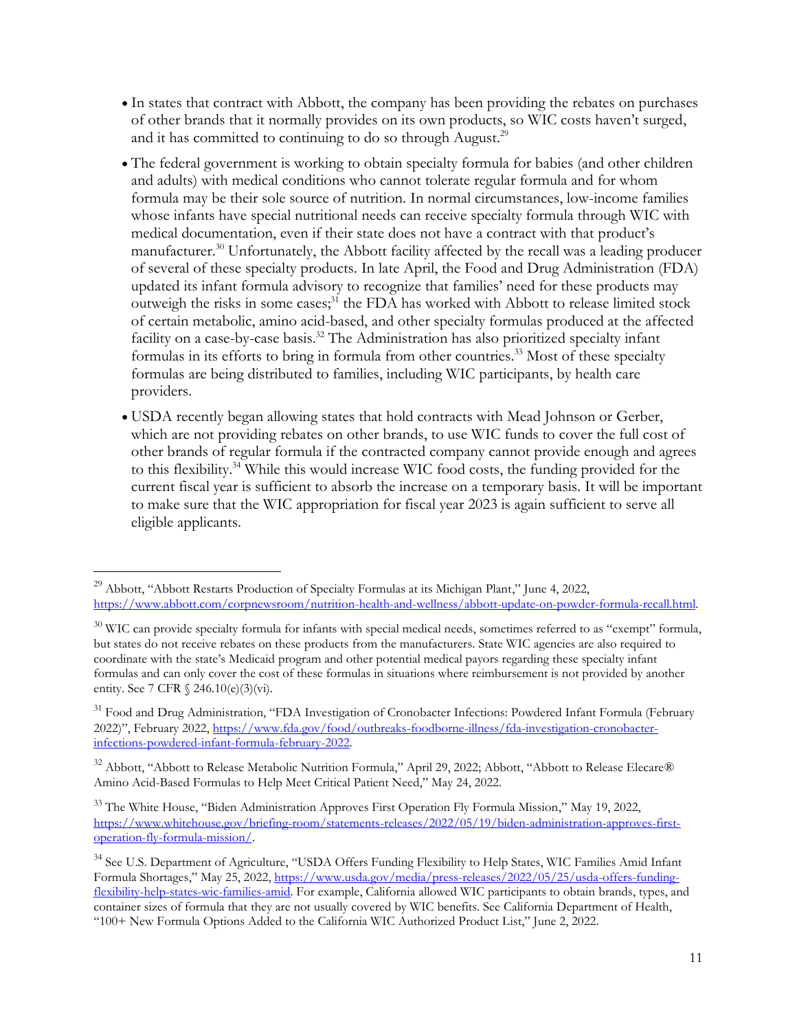- In states that contract with Abbott, the company has been providing the rebates on purchases of other brands that it normally provides on its own products, so WIC costs haven't surged, and it has committed to continuing to do so through August.[29]

- The federal government is working to obtain specialty formula for babies (and other children and adults) with medical conditions who cannot tolerate regular formula and for whom formula may be their sole source of nutrition. In normal circumstances, low-income families whose infants have special nutritional needs can receive specialty formula through WIC with medical documentation, even if their state does not have a contract with that product's manufacturer.[30] Unfortunately, the Abbott facility affected by the recall was a leading producer of several of these specialty products. In late April, the Food and Drug Administration (FDA) updated its infant formula advisory to recognize that families' need for these products may outweigh the risks in some cases;[31] the FDA has worked with Abbott to release limited stock of certain metabolic, amino acid-based, and other specialty formulas produced at the affected facility on a case-by-case basis.[32] The Administration has also prioritized specialty infant formulas in its efforts to bring in formula from other countries.[33] Most of these specialty formulas are being distributed to families, including WIC participants, by health care providers.

- USDA recently began allowing states that hold contracts with Mead Johnson or Gerber, which are not providing rebates on other brands, to use WIC funds to cover the full cost of other brands of regular formula if the contracted company cannot provide enough and agrees to this flexibility.[34] While this would increase WIC food costs, the funding provided for the current fiscal year is sufficient to absorb the increase on a temporary basis. It will be important to make sure that the WIC appropriation for fiscal year 2023 is again sufficient to serve all eligible applicants.

---

[29] Abbott, "Abbott Restarts Production of Specialty Formulas at its Michigan Plant," June 4, 2022, https://www.abbott.com/corpnewsroom/nutrition-health-and-wellness/abbott-update-on-powder-formula-recall.html.

[30] WIC can provide specialty formula for infants with special medical needs, sometimes referred to as "exempt" formula, but states do not receive rebates on these products from the manufacturers. State WIC agencies are also required to coordinate with the state's Medicaid program and other potential medical payors regarding these specialty infant formulas and can only cover the cost of these formulas in situations where reimbursement is not provided by another entity. See 7 CFR § 246.10(e)(3)(vi).

[31] Food and Drug Administration, "FDA Investigation of Cronobacter Infections: Powdered Infant Formula (February 2022)", February 2022, https://www.fda.gov/food/outbreaks-foodborne-illness/fda-investigation-cronobacter-infections-powdered-infant-formula-february-2022.

[32] Abbott, "Abbott to Release Metabolic Nutrition Formula," April 29, 2022; Abbott, "Abbott to Release Elecare® Amino Acid-Based Formulas to Help Meet Critical Patient Need," May 24, 2022.

[33] The White House, "Biden Administration Approves First Operation Fly Formula Mission," May 19, 2022, https://www.whitehouse.gov/briefing-room/statements-releases/2022/05/19/biden-administration-approves-first-operation-fly-formula-mission/.

[34] See U.S. Department of Agriculture, "USDA Offers Funding Flexibility to Help States, WIC Families Amid Infant Formula Shortages," May 25, 2022, https://www.usda.gov/media/press-releases/2022/05/25/usda-offers-funding-flexibility-help-states-wic-families-amid. For example, California allowed WIC participants to obtain brands, types, and container sizes of formula that they are not usually covered by WIC benefits. See California Department of Health, "100+ New Formula Options Added to the California WIC Authorized Product List," June 2, 2022.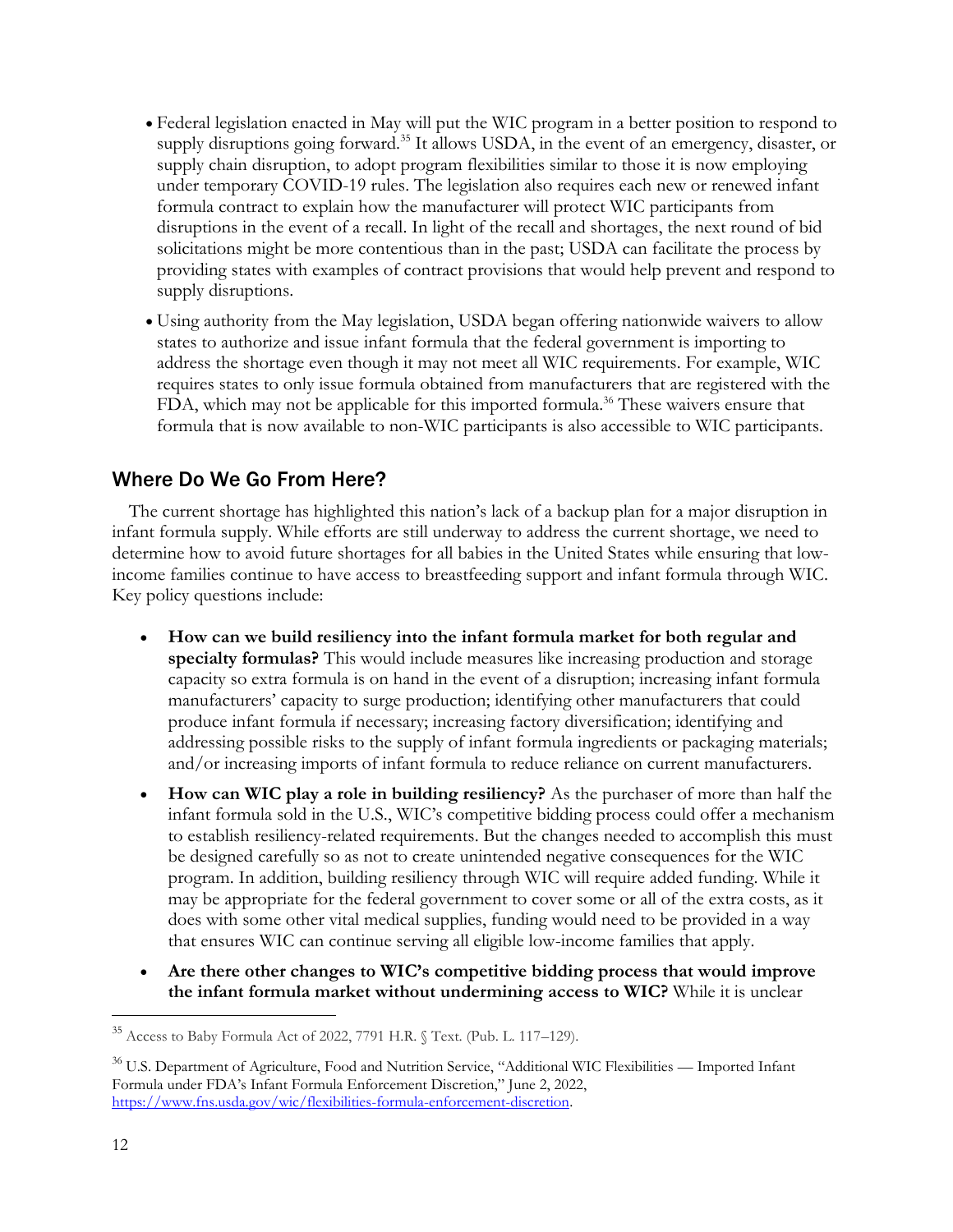- Federal legislation enacted in May will put the WIC program in a better position to respond to supply disruptions going forward.[35] It allows USDA, in the event of an emergency, disaster, or supply chain disruption, to adopt program flexibilities similar to those it is now employing under temporary COVID-19 rules. The legislation also requires each new or renewed infant formula contract to explain how the manufacturer will protect WIC participants from disruptions in the event of a recall. In light of the recall and shortages, the next round of bid solicitations might be more contentious than in the past; USDA can facilitate the process by providing states with examples of contract provisions that would help prevent and respond to supply disruptions.
- Using authority from the May legislation, USDA began offering nationwide waivers to allow states to authorize and issue infant formula that the federal government is importing to address the shortage even though it may not meet all WIC requirements. For example, WIC requires states to only issue formula obtained from manufacturers that are registered with the FDA, which may not be applicable for this imported formula.[36] These waivers ensure that formula that is now available to non-WIC participants is also accessible to WIC participants.

## Where Do We Go From Here?

The current shortage has highlighted this nation's lack of a backup plan for a major disruption in infant formula supply. While efforts are still underway to address the current shortage, we need to determine how to avoid future shortages for all babies in the United States while ensuring that low-income families continue to have access to breastfeeding support and infant formula through WIC. Key policy questions include:

- **How can we build resiliency into the infant formula market for both regular and specialty formulas?** This would include measures like increasing production and storage capacity so extra formula is on hand in the event of a disruption; increasing infant formula manufacturers' capacity to surge production; identifying other manufacturers that could produce infant formula if necessary; increasing factory diversification; identifying and addressing possible risks to the supply of infant formula ingredients or packaging materials; and/or increasing imports of infant formula to reduce reliance on current manufacturers.
- **How can WIC play a role in building resiliency?** As the purchaser of more than half the infant formula sold in the U.S., WIC's competitive bidding process could offer a mechanism to establish resiliency-related requirements. But the changes needed to accomplish this must be designed carefully so as not to create unintended negative consequences for the WIC program. In addition, building resiliency through WIC will require added funding. While it may be appropriate for the federal government to cover some or all of the extra costs, as it does with some other vital medical supplies, funding would need to be provided in a way that ensures WIC can continue serving all eligible low-income families that apply.
- **Are there other changes to WIC's competitive bidding process that would improve the infant formula market without undermining access to WIC?** While it is unclear

---

[35] Access to Baby Formula Act of 2022, 7791 H.R. § Text. (Pub. L. 117–129).

[36] U.S. Department of Agriculture, Food and Nutrition Service, "Additional WIC Flexibilities — Imported Infant Formula under FDA's Infant Formula Enforcement Discretion," June 2, 2022, https://www.fns.usda.gov/wic/flexibilities-formula-enforcement-discretion.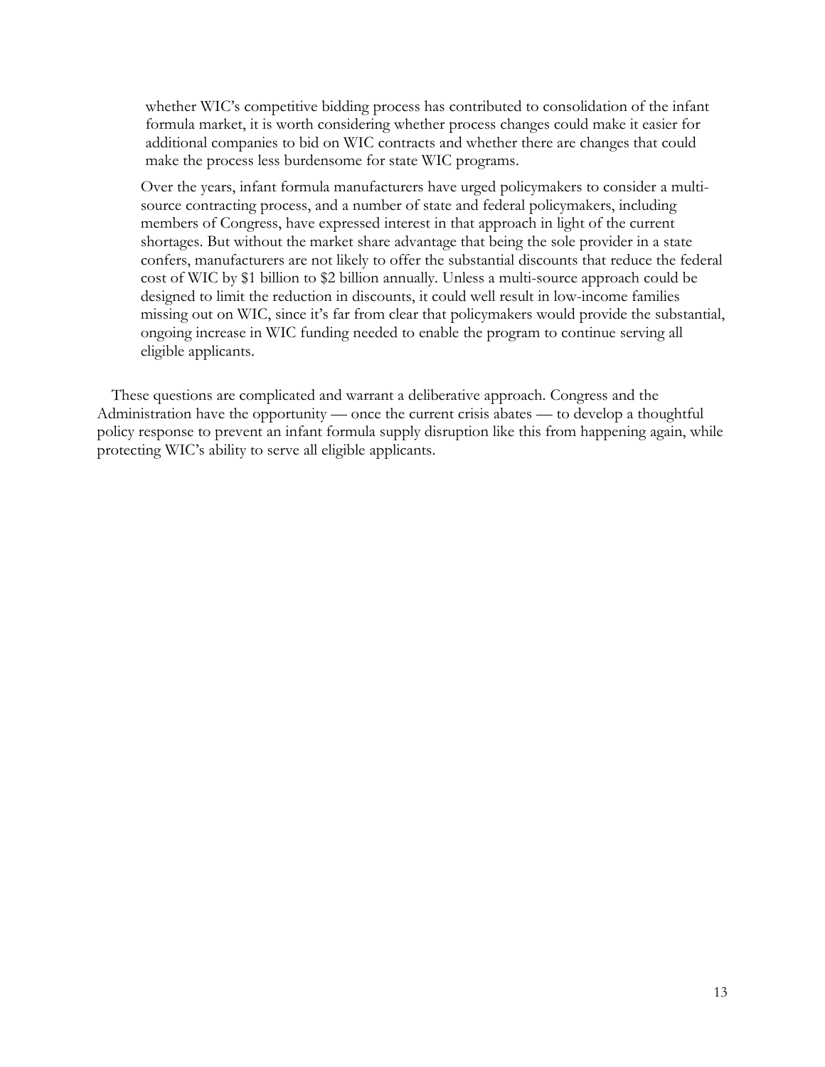whether WIC's competitive bidding process has contributed to consolidation of the infant formula market, it is worth considering whether process changes could make it easier for additional companies to bid on WIC contracts and whether there are changes that could make the process less burdensome for state WIC programs.

Over the years, infant formula manufacturers have urged policymakers to consider a multi-source contracting process, and a number of state and federal policymakers, including members of Congress, have expressed interest in that approach in light of the current shortages. But without the market share advantage that being the sole provider in a state confers, manufacturers are not likely to offer the substantial discounts that reduce the federal cost of WIC by $1 billion to $2 billion annually. Unless a multi-source approach could be designed to limit the reduction in discounts, it could well result in low-income families missing out on WIC, since it's far from clear that policymakers would provide the substantial, ongoing increase in WIC funding needed to enable the program to continue serving all eligible applicants.

These questions are complicated and warrant a deliberative approach. Congress and the Administration have the opportunity — once the current crisis abates — to develop a thoughtful policy response to prevent an infant formula supply disruption like this from happening again, while protecting WIC's ability to serve all eligible applicants.